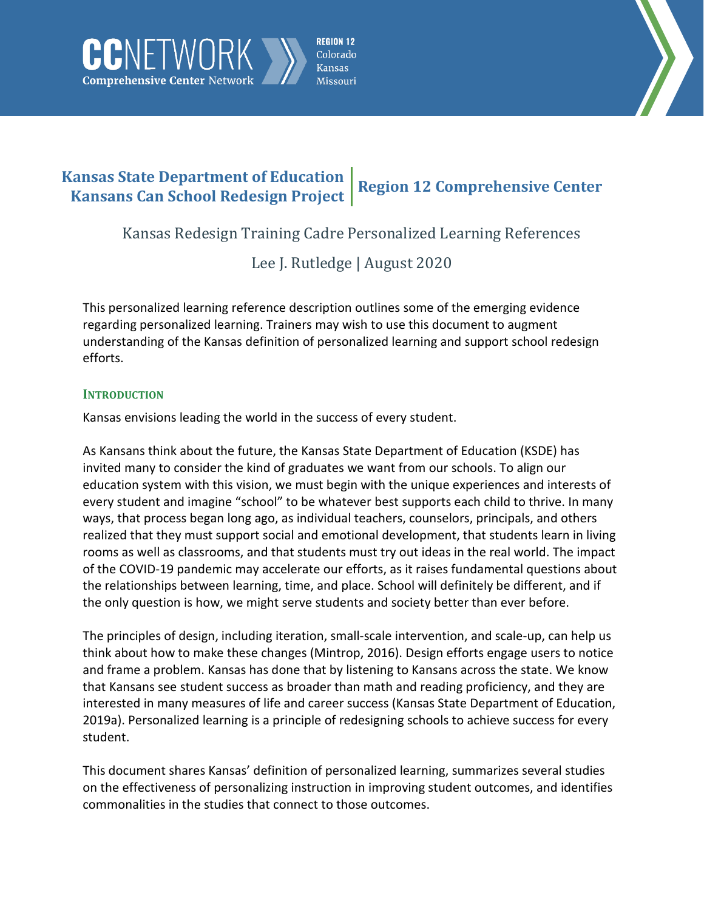CCNETWORK Comprehensive Center Network | REGION 12 Colorado Kansas Missouri

**Kansas State Department of Education**
**Kansans Can School Redesign Project**

**Region 12 Comprehensive Center**

# Kansas Redesign Training Cadre Personalized Learning References

Lee J. Rutledge | August 2020

This personalized learning reference description outlines some of the emerging evidence regarding personalized learning. Trainers may wish to use this document to augment understanding of the Kansas definition of personalized learning and support school redesign efforts.

## INTRODUCTION

Kansas envisions leading the world in the success of every student.

As Kansans think about the future, the Kansas State Department of Education (KSDE) has invited many to consider the kind of graduates we want from our schools. To align our education system with this vision, we must begin with the unique experiences and interests of every student and imagine "school" to be whatever best supports each child to thrive. In many ways, that process began long ago, as individual teachers, counselors, principals, and others realized that they must support social and emotional development, that students learn in living rooms as well as classrooms, and that students must try out ideas in the real world. The impact of the COVID-19 pandemic may accelerate our efforts, as it raises fundamental questions about the relationships between learning, time, and place. School will definitely be different, and if the only question is how, we might serve students and society better than ever before.

The principles of design, including iteration, small-scale intervention, and scale-up, can help us think about how to make these changes (Mintrop, 2016). Design efforts engage users to notice and frame a problem. Kansas has done that by listening to Kansans across the state. We know that Kansans see student success as broader than math and reading proficiency, and they are interested in many measures of life and career success (Kansas State Department of Education, 2019a). Personalized learning is a principle of redesigning schools to achieve success for every student.

This document shares Kansas' definition of personalized learning, summarizes several studies on the effectiveness of personalizing instruction in improving student outcomes, and identifies commonalities in the studies that connect to those outcomes.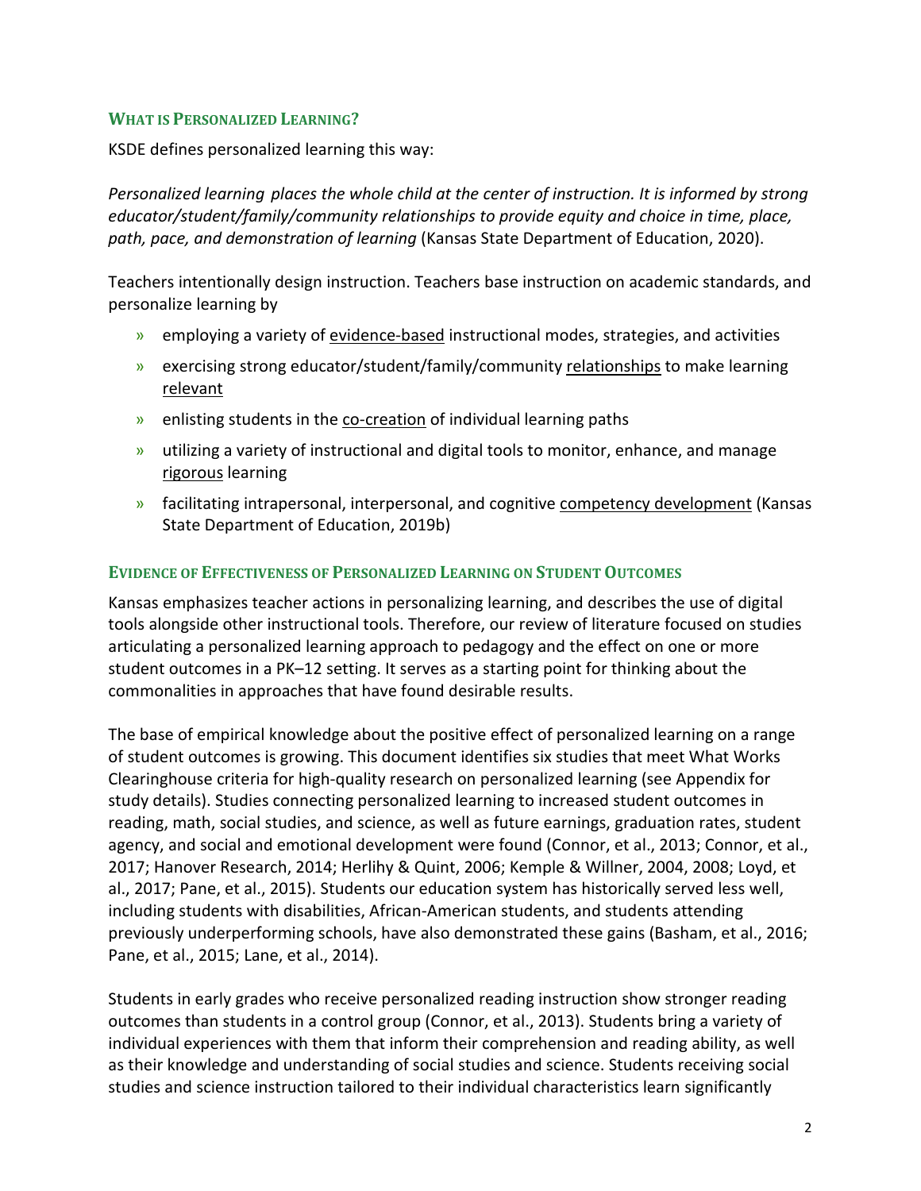## WHAT IS PERSONALIZED LEARNING?

KSDE defines personalized learning this way:

*Personalized learning places the whole child at the center of instruction. It is informed by strong educator/student/family/community relationships to provide equity and choice in time, place, path, pace, and demonstration of learning* (Kansas State Department of Education, 2020).

Teachers intentionally design instruction. Teachers base instruction on academic standards, and personalize learning by

- employing a variety of evidence-based instructional modes, strategies, and activities
- exercising strong educator/student/family/community relationships to make learning relevant
- enlisting students in the co-creation of individual learning paths
- utilizing a variety of instructional and digital tools to monitor, enhance, and manage rigorous learning
- facilitating intrapersonal, interpersonal, and cognitive competency development (Kansas State Department of Education, 2019b)

## EVIDENCE OF EFFECTIVENESS OF PERSONALIZED LEARNING ON STUDENT OUTCOMES

Kansas emphasizes teacher actions in personalizing learning, and describes the use of digital tools alongside other instructional tools. Therefore, our review of literature focused on studies articulating a personalized learning approach to pedagogy and the effect on one or more student outcomes in a PK–12 setting. It serves as a starting point for thinking about the commonalities in approaches that have found desirable results.

The base of empirical knowledge about the positive effect of personalized learning on a range of student outcomes is growing. This document identifies six studies that meet What Works Clearinghouse criteria for high-quality research on personalized learning (see Appendix for study details). Studies connecting personalized learning to increased student outcomes in reading, math, social studies, and science, as well as future earnings, graduation rates, student agency, and social and emotional development were found (Connor, et al., 2013; Connor, et al., 2017; Hanover Research, 2014; Herlihy & Quint, 2006; Kemple & Willner, 2004, 2008; Loyd, et al., 2017; Pane, et al., 2015). Students our education system has historically served less well, including students with disabilities, African-American students, and students attending previously underperforming schools, have also demonstrated these gains (Basham, et al., 2016; Pane, et al., 2015; Lane, et al., 2014).

Students in early grades who receive personalized reading instruction show stronger reading outcomes than students in a control group (Connor, et al., 2013). Students bring a variety of individual experiences with them that inform their comprehension and reading ability, as well as their knowledge and understanding of social studies and science. Students receiving social studies and science instruction tailored to their individual characteristics learn significantly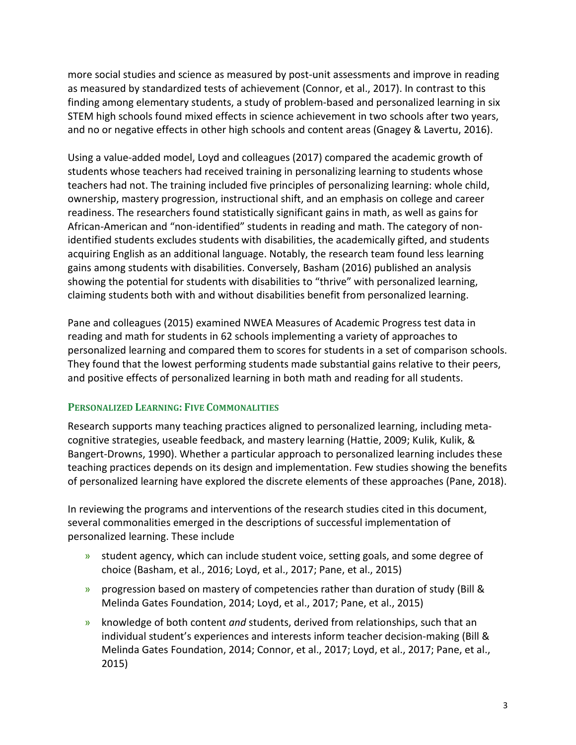more social studies and science as measured by post-unit assessments and improve in reading as measured by standardized tests of achievement (Connor, et al., 2017). In contrast to this finding among elementary students, a study of problem-based and personalized learning in six STEM high schools found mixed effects in science achievement in two schools after two years, and no or negative effects in other high schools and content areas (Gnagey & Lavertu, 2016).

Using a value-added model, Loyd and colleagues (2017) compared the academic growth of students whose teachers had received training in personalizing learning to students whose teachers had not. The training included five principles of personalizing learning: whole child, ownership, mastery progression, instructional shift, and an emphasis on college and career readiness. The researchers found statistically significant gains in math, as well as gains for African-American and "non-identified" students in reading and math. The category of non-identified students excludes students with disabilities, the academically gifted, and students acquiring English as an additional language. Notably, the research team found less learning gains among students with disabilities. Conversely, Basham (2016) published an analysis showing the potential for students with disabilities to "thrive" with personalized learning, claiming students both with and without disabilities benefit from personalized learning.

Pane and colleagues (2015) examined NWEA Measures of Academic Progress test data in reading and math for students in 62 schools implementing a variety of approaches to personalized learning and compared them to scores for students in a set of comparison schools. They found that the lowest performing students made substantial gains relative to their peers, and positive effects of personalized learning in both math and reading for all students.

## Personalized Learning: Five Commonalities

Research supports many teaching practices aligned to personalized learning, including meta-cognitive strategies, useable feedback, and mastery learning (Hattie, 2009; Kulik, Kulik, & Bangert-Drowns, 1990). Whether a particular approach to personalized learning includes these teaching practices depends on its design and implementation. Few studies showing the benefits of personalized learning have explored the discrete elements of these approaches (Pane, 2018).

In reviewing the programs and interventions of the research studies cited in this document, several commonalities emerged in the descriptions of successful implementation of personalized learning. These include

- student agency, which can include student voice, setting goals, and some degree of choice (Basham, et al., 2016; Loyd, et al., 2017; Pane, et al., 2015)
- progression based on mastery of competencies rather than duration of study (Bill & Melinda Gates Foundation, 2014; Loyd, et al., 2017; Pane, et al., 2015)
- knowledge of both content *and* students, derived from relationships, such that an individual student's experiences and interests inform teacher decision-making (Bill & Melinda Gates Foundation, 2014; Connor, et al., 2017; Loyd, et al., 2017; Pane, et al., 2015)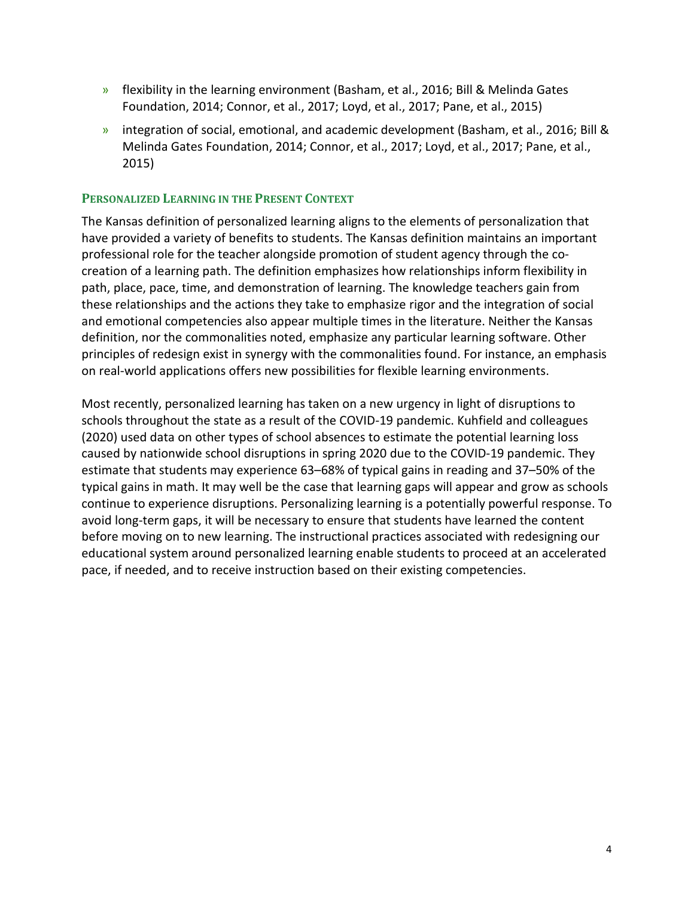- flexibility in the learning environment (Basham, et al., 2016; Bill & Melinda Gates Foundation, 2014; Connor, et al., 2017; Loyd, et al., 2017; Pane, et al., 2015)
- integration of social, emotional, and academic development (Basham, et al., 2016; Bill & Melinda Gates Foundation, 2014; Connor, et al., 2017; Loyd, et al., 2017; Pane, et al., 2015)

### Personalized Learning in the Present Context

The Kansas definition of personalized learning aligns to the elements of personalization that have provided a variety of benefits to students. The Kansas definition maintains an important professional role for the teacher alongside promotion of student agency through the co-creation of a learning path. The definition emphasizes how relationships inform flexibility in path, place, pace, time, and demonstration of learning. The knowledge teachers gain from these relationships and the actions they take to emphasize rigor and the integration of social and emotional competencies also appear multiple times in the literature. Neither the Kansas definition, nor the commonalities noted, emphasize any particular learning software. Other principles of redesign exist in synergy with the commonalities found. For instance, an emphasis on real-world applications offers new possibilities for flexible learning environments.

Most recently, personalized learning has taken on a new urgency in light of disruptions to schools throughout the state as a result of the COVID-19 pandemic. Kuhfield and colleagues (2020) used data on other types of school absences to estimate the potential learning loss caused by nationwide school disruptions in spring 2020 due to the COVID-19 pandemic. They estimate that students may experience 63–68% of typical gains in reading and 37–50% of the typical gains in math. It may well be the case that learning gaps will appear and grow as schools continue to experience disruptions. Personalizing learning is a potentially powerful response. To avoid long-term gaps, it will be necessary to ensure that students have learned the content before moving on to new learning. The instructional practices associated with redesigning our educational system around personalized learning enable students to proceed at an accelerated pace, if needed, and to receive instruction based on their existing competencies.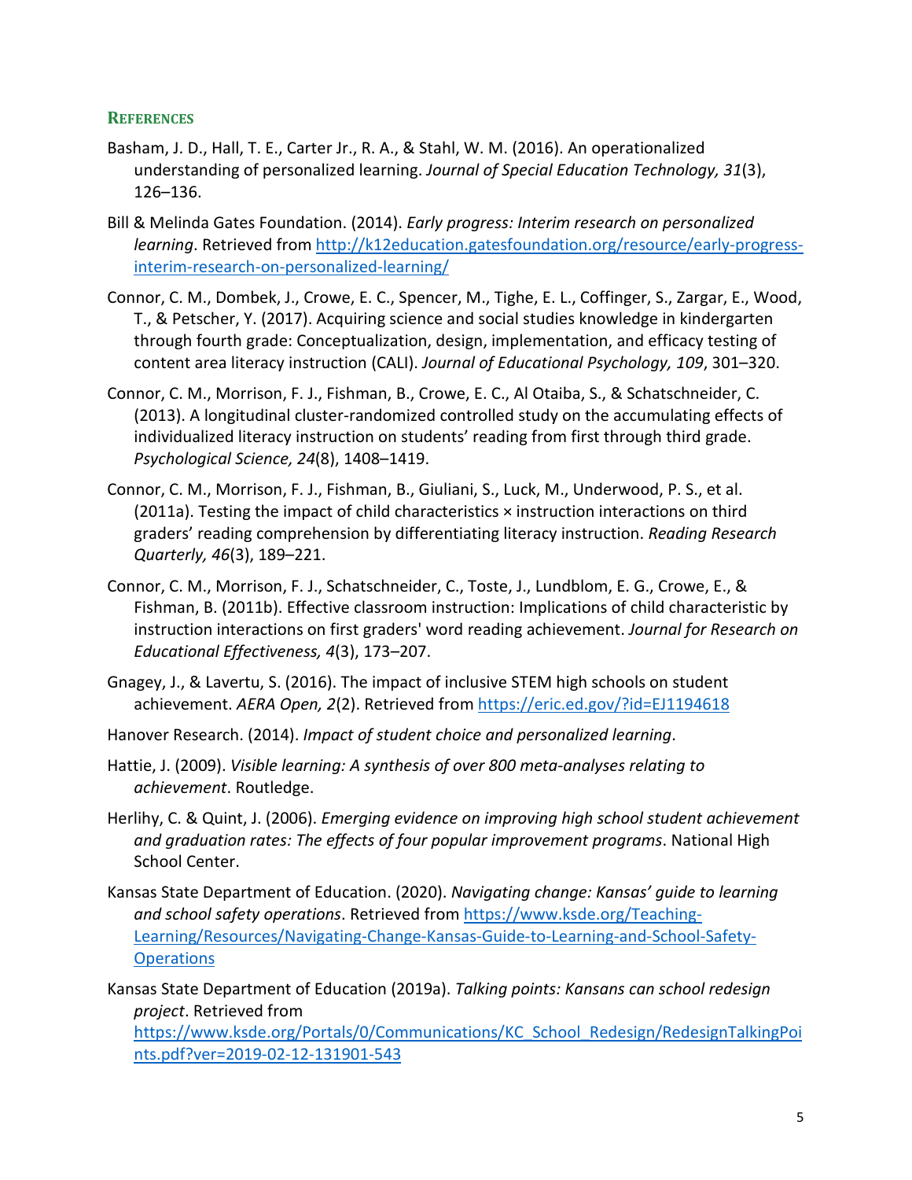## References

Basham, J. D., Hall, T. E., Carter Jr., R. A., & Stahl, W. M. (2016). An operationalized understanding of personalized learning. *Journal of Special Education Technology, 31*(3), 126–136.

Bill & Melinda Gates Foundation. (2014). *Early progress: Interim research on personalized learning*. Retrieved from http://k12education.gatesfoundation.org/resource/early-progress-interim-research-on-personalized-learning/

Connor, C. M., Dombek, J., Crowe, E. C., Spencer, M., Tighe, E. L., Coffinger, S., Zargar, E., Wood, T., & Petscher, Y. (2017). Acquiring science and social studies knowledge in kindergarten through fourth grade: Conceptualization, design, implementation, and efficacy testing of content area literacy instruction (CALI). *Journal of Educational Psychology, 109*, 301–320.

Connor, C. M., Morrison, F. J., Fishman, B., Crowe, E. C., Al Otaiba, S., & Schatschneider, C. (2013). A longitudinal cluster-randomized controlled study on the accumulating effects of individualized literacy instruction on students' reading from first through third grade. *Psychological Science, 24*(8), 1408–1419.

Connor, C. M., Morrison, F. J., Fishman, B., Giuliani, S., Luck, M., Underwood, P. S., et al. (2011a). Testing the impact of child characteristics × instruction interactions on third graders' reading comprehension by differentiating literacy instruction. *Reading Research Quarterly, 46*(3), 189–221.

Connor, C. M., Morrison, F. J., Schatschneider, C., Toste, J., Lundblom, E. G., Crowe, E., & Fishman, B. (2011b). Effective classroom instruction: Implications of child characteristic by instruction interactions on first graders' word reading achievement. *Journal for Research on Educational Effectiveness, 4*(3), 173–207.

Gnagey, J., & Lavertu, S. (2016). The impact of inclusive STEM high schools on student achievement. *AERA Open, 2*(2). Retrieved from https://eric.ed.gov/?id=EJ1194618

Hanover Research. (2014). *Impact of student choice and personalized learning*.

Hattie, J. (2009). *Visible learning: A synthesis of over 800 meta-analyses relating to achievement*. Routledge.

Herlihy, C. & Quint, J. (2006). *Emerging evidence on improving high school student achievement and graduation rates: The effects of four popular improvement programs*. National High School Center.

Kansas State Department of Education. (2020). *Navigating change: Kansas' guide to learning and school safety operations*. Retrieved from https://www.ksde.org/Teaching-Learning/Resources/Navigating-Change-Kansas-Guide-to-Learning-and-School-Safety-Operations

Kansas State Department of Education (2019a). *Talking points: Kansans can school redesign project*. Retrieved from https://www.ksde.org/Portals/0/Communications/KC_School_Redesign/RedesignTalkingPoints.pdf?ver=2019-02-12-131901-543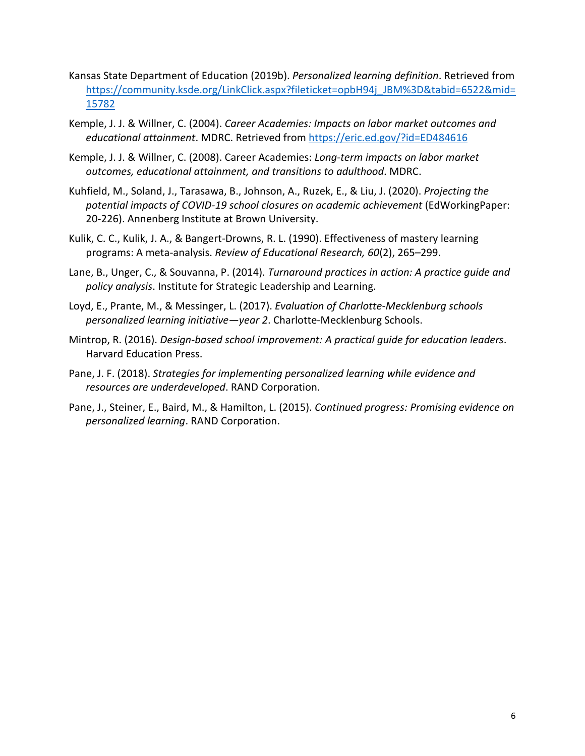Kansas State Department of Education (2019b). *Personalized learning definition*. Retrieved from [https://community.ksde.org/LinkClick.aspx?fileticket=opbH94j_JBM%3D&tabid=6522&mid=15782](https://community.ksde.org/LinkClick.aspx?fileticket=opbH94j_JBM%3D&tabid=6522&mid=15782)

Kemple, J. J. & Willner, C. (2004). *Career Academies: Impacts on labor market outcomes and educational attainment*. MDRC. Retrieved from [https://eric.ed.gov/?id=ED484616](https://eric.ed.gov/?id=ED484616)

Kemple, J. J. & Willner, C. (2008). Career Academies: *Long-term impacts on labor market outcomes, educational attainment, and transitions to adulthood*. MDRC.

Kuhfield, M., Soland, J., Tarasawa, B., Johnson, A., Ruzek, E., & Liu, J. (2020). *Projecting the potential impacts of COVID-19 school closures on academic achievement* (EdWorkingPaper: 20-226). Annenberg Institute at Brown University.

Kulik, C. C., Kulik, J. A., & Bangert-Drowns, R. L. (1990). Effectiveness of mastery learning programs: A meta-analysis. *Review of Educational Research, 60*(2), 265–299.

Lane, B., Unger, C., & Souvanna, P. (2014). *Turnaround practices in action: A practice guide and policy analysis*. Institute for Strategic Leadership and Learning.

Loyd, E., Prante, M., & Messinger, L. (2017). *Evaluation of Charlotte-Mecklenburg schools personalized learning initiative—year 2*. Charlotte-Mecklenburg Schools.

Mintrop, R. (2016). *Design-based school improvement: A practical guide for education leaders*. Harvard Education Press.

Pane, J. F. (2018). *Strategies for implementing personalized learning while evidence and resources are underdeveloped*. RAND Corporation.

Pane, J., Steiner, E., Baird, M., & Hamilton, L. (2015). *Continued progress: Promising evidence on personalized learning*. RAND Corporation.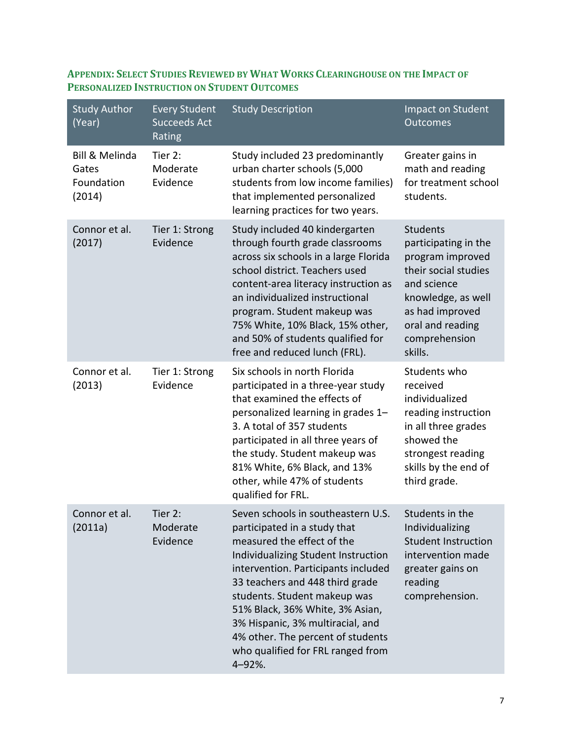## Appendix: Select Studies Reviewed by What Works Clearinghouse on the Impact of Personalized Instruction on Student Outcomes

| Study Author (Year) | Every Student Succeeds Act Rating | Study Description | Impact on Student Outcomes |
|---|---|---|---|
| Bill & Melinda Gates Foundation (2014) | Tier 2: Moderate Evidence | Study included 23 predominantly urban charter schools (5,000 students from low income families) that implemented personalized learning practices for two years. | Greater gains in math and reading for treatment school students. |
| Connor et al. (2017) | Tier 1: Strong Evidence | Study included 40 kindergarten through fourth grade classrooms across six schools in a large Florida school district. Teachers used content-area literacy instruction as an individualized instructional program. Student makeup was 75% White, 10% Black, 15% other, and 50% of students qualified for free and reduced lunch (FRL). | Students participating in the program improved their social studies and science knowledge, as well as had improved oral and reading comprehension skills. |
| Connor et al. (2013) | Tier 1: Strong Evidence | Six schools in north Florida participated in a three-year study that examined the effects of personalized learning in grades 1–3. A total of 357 students participated in all three years of the study. Student makeup was 81% White, 6% Black, and 13% other, while 47% of students qualified for FRL. | Students who received individualized reading instruction in all three grades showed the strongest reading skills by the end of third grade. |
| Connor et al. (2011a) | Tier 2: Moderate Evidence | Seven schools in southeastern U.S. participated in a study that measured the effect of the Individualizing Student Instruction intervention. Participants included 33 teachers and 448 third grade students. Student makeup was 51% Black, 36% White, 3% Asian, 3% Hispanic, 3% multiracial, and 4% other. The percent of students who qualified for FRL ranged from 4–92%. | Students in the Individualizing Student Instruction intervention made greater gains on reading comprehension. |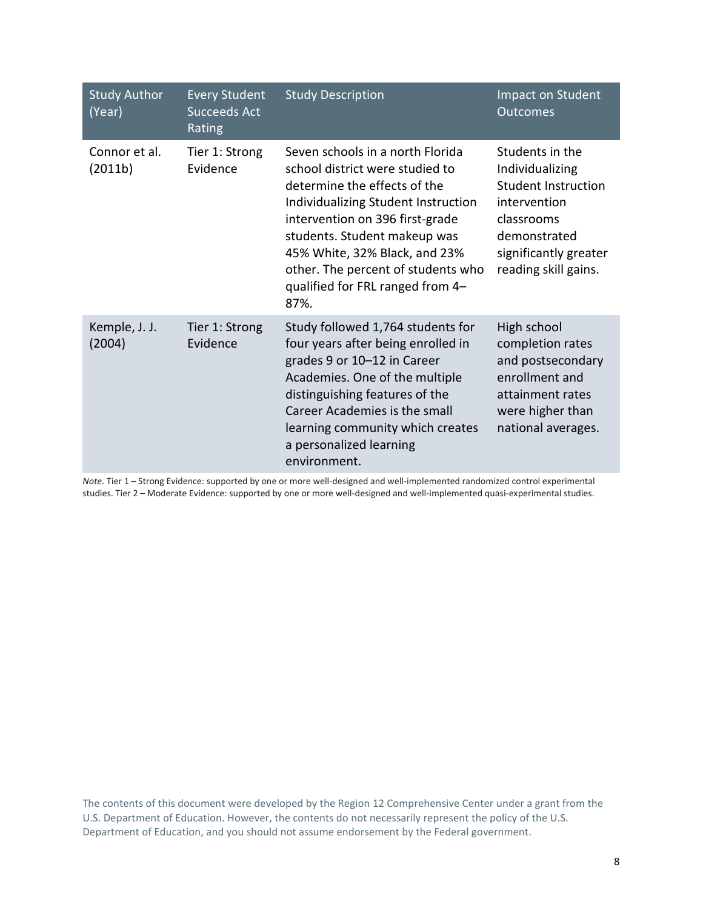| Study Author (Year) | Every Student Succeeds Act Rating | Study Description | Impact on Student Outcomes |
|---|---|---|---|
| Connor et al. (2011b) | Tier 1: Strong Evidence | Seven schools in a north Florida school district were studied to determine the effects of the Individualizing Student Instruction intervention on 396 first-grade students. Student makeup was 45% White, 32% Black, and 23% other. The percent of students who qualified for FRL ranged from 4–87%. | Students in the Individualizing Student Instruction intervention classrooms demonstrated significantly greater reading skill gains. |
| Kemple, J. J. (2004) | Tier 1: Strong Evidence | Study followed 1,764 students for four years after being enrolled in grades 9 or 10–12 in Career Academies. One of the multiple distinguishing features of the Career Academies is the small learning community which creates a personalized learning environment. | High school completion rates and postsecondary enrollment and attainment rates were higher than national averages. |

*Note*. Tier 1 – Strong Evidence: supported by one or more well-designed and well-implemented randomized control experimental studies. Tier 2 – Moderate Evidence: supported by one or more well-designed and well-implemented quasi-experimental studies.

The contents of this document were developed by the Region 12 Comprehensive Center under a grant from the U.S. Department of Education. However, the contents do not necessarily represent the policy of the U.S. Department of Education, and you should not assume endorsement by the Federal government.